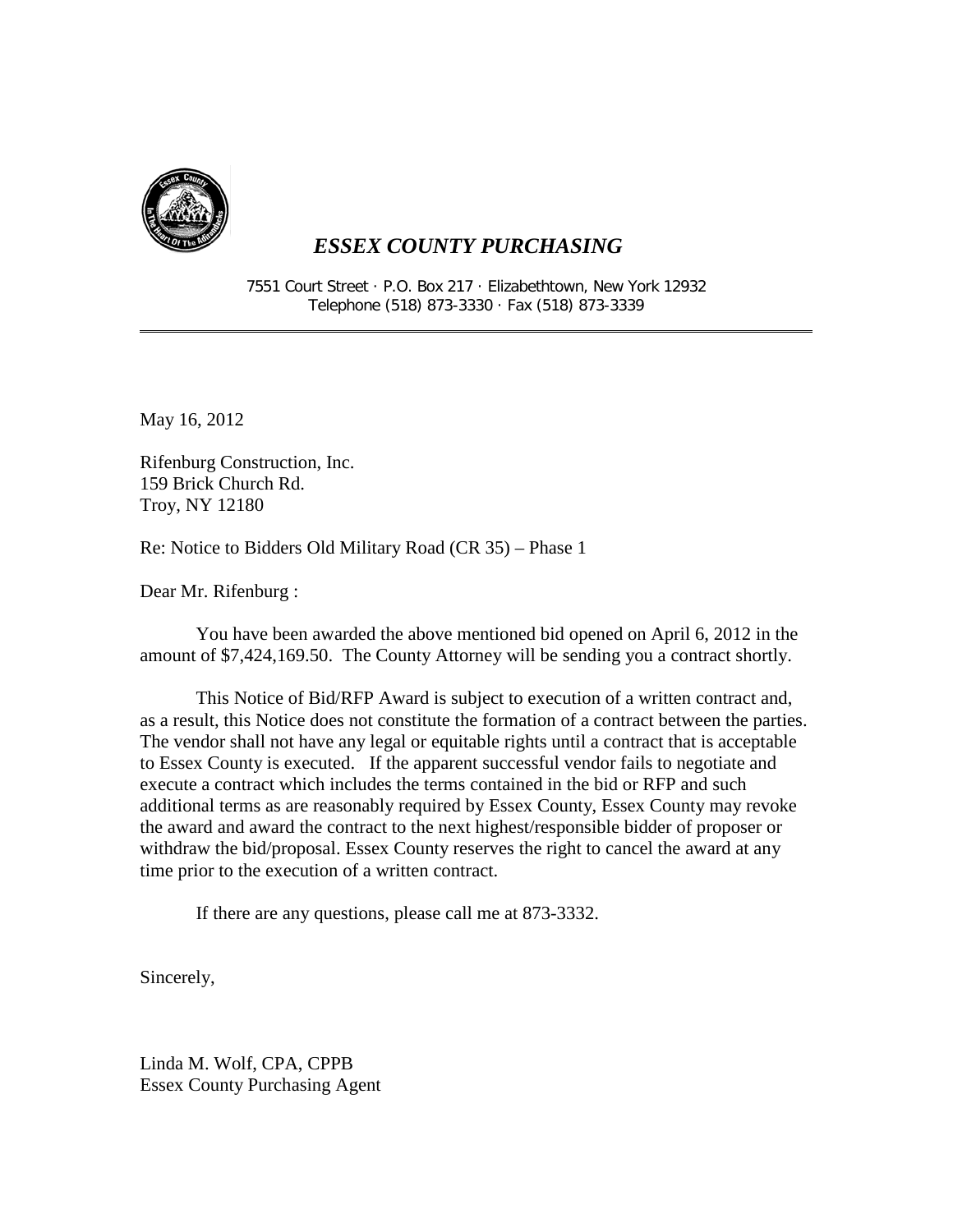# *ESSEX COUNTY PURCHASING*

7551 Court Street · P.O. Box 217 · Elizabethtown, New York 12932
Telephone (518) 873-3330 · Fax (518) 873-3339

---

May 16, 2012

Rifenburg Construction, Inc.
159 Brick Church Rd.
Troy, NY 12180

Re: Notice to Bidders Old Military Road (CR 35) – Phase 1

Dear Mr. Rifenburg :

You have been awarded the above mentioned bid opened on April 6, 2012 in the amount of $7,424,169.50. The County Attorney will be sending you a contract shortly.

This Notice of Bid/RFP Award is subject to execution of a written contract and, as a result, this Notice does not constitute the formation of a contract between the parties. The vendor shall not have any legal or equitable rights until a contract that is acceptable to Essex County is executed. If the apparent successful vendor fails to negotiate and execute a contract which includes the terms contained in the bid or RFP and such additional terms as are reasonably required by Essex County, Essex County may revoke the award and award the contract to the next highest/responsible bidder of proposer or withdraw the bid/proposal. Essex County reserves the right to cancel the award at any time prior to the execution of a written contract.

If there are any questions, please call me at 873-3332.

Sincerely,

Linda M. Wolf, CPA, CPPB
Essex County Purchasing Agent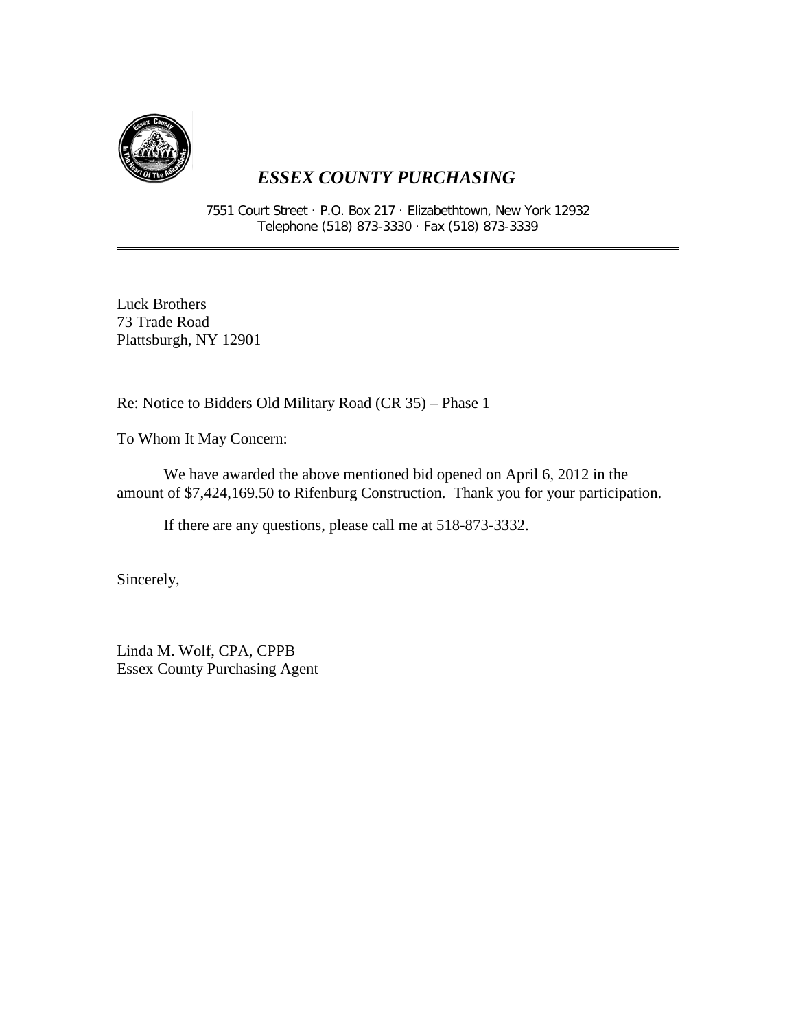## *ESSEX COUNTY PURCHASING*

7551 Court Street · P.O. Box 217 · Elizabethtown, New York 12932
Telephone (518) 873-3330 · Fax (518) 873-3339

---

Luck Brothers
73 Trade Road
Plattsburgh, NY 12901

Re: Notice to Bidders Old Military Road (CR 35) – Phase 1

To Whom It May Concern:

We have awarded the above mentioned bid opened on April 6, 2012 in the amount of $7,424,169.50 to Rifenburg Construction. Thank you for your participation.

If there are any questions, please call me at 518-873-3332.

Sincerely,

Linda M. Wolf, CPA, CPPB
Essex County Purchasing Agent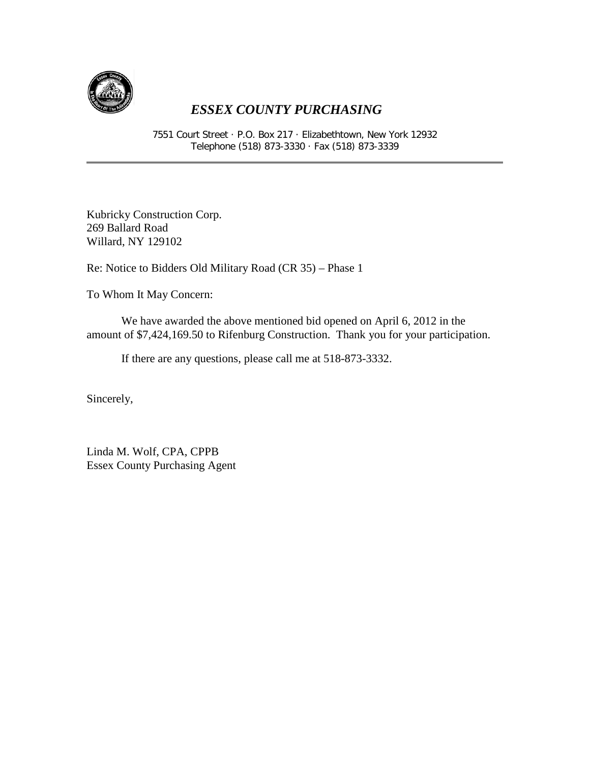## *ESSEX COUNTY PURCHASING*

7551 Court Street · P.O. Box 217 · Elizabethtown, New York 12932
Telephone (518) 873-3330 · Fax (518) 873-3339

---

Kubricky Construction Corp.
269 Ballard Road
Willard, NY 129102

Re: Notice to Bidders Old Military Road (CR 35) – Phase 1

To Whom It May Concern:

We have awarded the above mentioned bid opened on April 6, 2012 in the amount of $7,424,169.50 to Rifenburg Construction. Thank you for your participation.

If there are any questions, please call me at 518-873-3332.

Sincerely,

Linda M. Wolf, CPA, CPPB
Essex County Purchasing Agent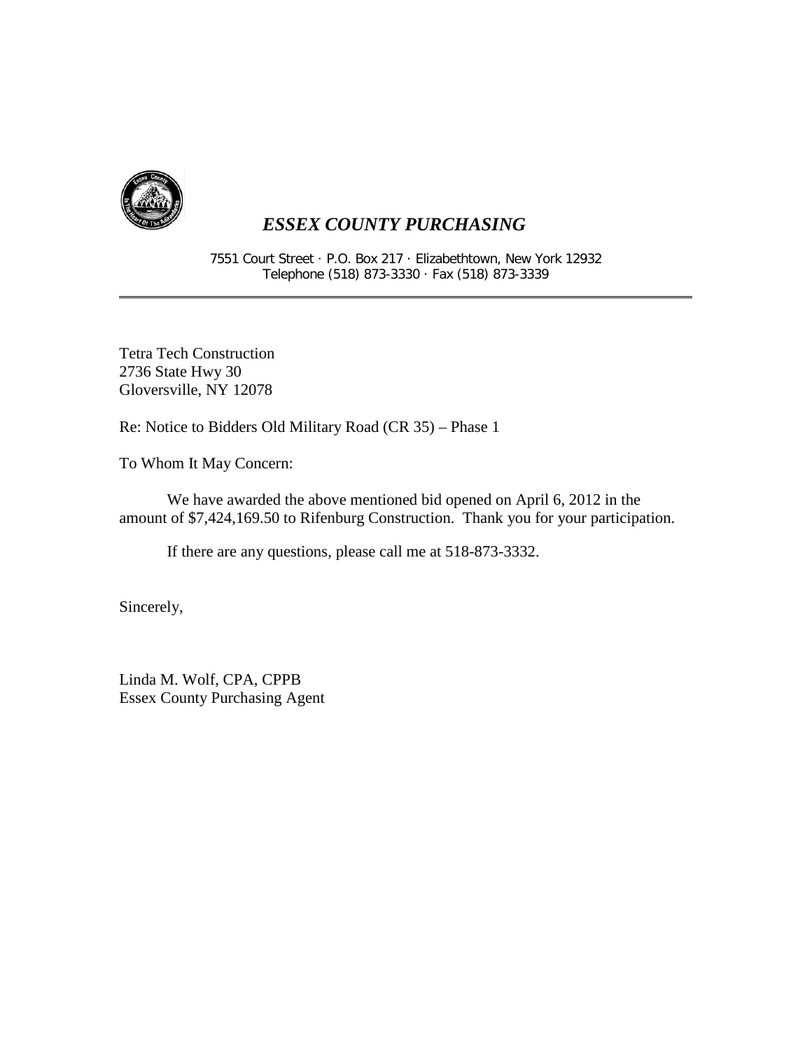## *ESSEX COUNTY PURCHASING*

7551 Court Street · P.O. Box 217 · Elizabethtown, New York 12932
Telephone (518) 873-3330 · Fax (518) 873-3339

---

Tetra Tech Construction
2736 State Hwy 30
Gloversville, NY 12078

Re: Notice to Bidders Old Military Road (CR 35) – Phase 1

To Whom It May Concern:

We have awarded the above mentioned bid opened on April 6, 2012 in the amount of $7,424,169.50 to Rifenburg Construction. Thank you for your participation.

If there are any questions, please call me at 518-873-3332.

Sincerely,

Linda M. Wolf, CPA, CPPB
Essex County Purchasing Agent